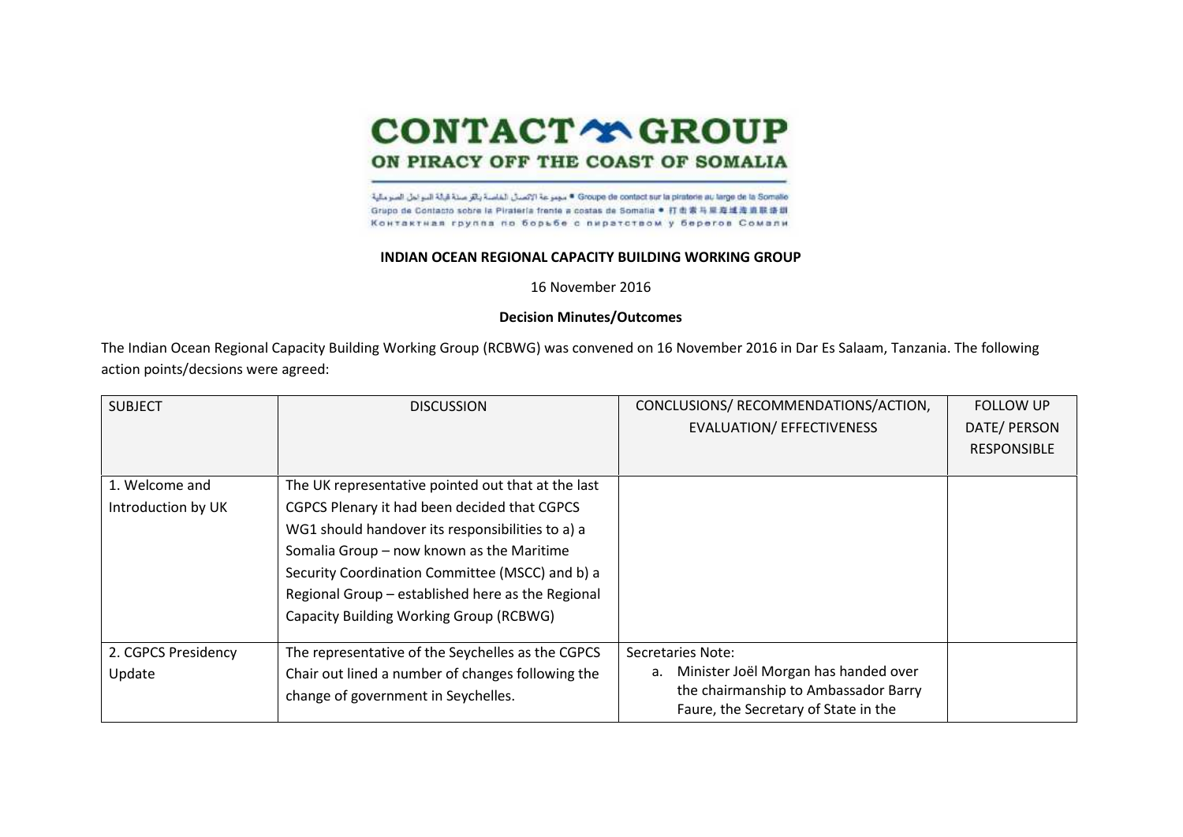# CONTACT GROUP ON PIRACY OFF THE COAST OF SOMALIA

مجموعة الاتصال الخاصة بالقرصنة قبالة السواحل الصومالية • Groupe de contact sur la piraterie au large de la Somalie
Grupo de Contacto sobre la Piratería frente a costas de Somalia • 打击索马里海域海盗联络组
Контактная группа по борьбе с пиратством у берегов Сомали

**INDIAN OCEAN REGIONAL CAPACITY BUILDING WORKING GROUP**

16 November 2016

**Decision Minutes/Outcomes**

The Indian Ocean Regional Capacity Building Working Group (RCBWG) was convened on 16 November 2016 in Dar Es Salaam, Tanzania. The following action points/decsions were agreed:

| SUBJECT | DISCUSSION | CONCLUSIONS/ RECOMMENDATIONS/ACTION, EVALUATION/ EFFECTIVENESS | FOLLOW UP DATE/ PERSON RESPONSIBLE |
|---|---|---|---|
| 1. Welcome and Introduction by UK | The UK representative pointed out that at the last CGPCS Plenary it had been decided that CGPCS WG1 should handover its responsibilities to a) a Somalia Group – now known as the Maritime Security Coordination Committee (MSCC) and b) a Regional Group – established here as the Regional Capacity Building Working Group (RCBWG) | | |
| 2. CGPCS Presidency Update | The representative of the Seychelles as the CGPCS Chair out lined a number of changes following the change of government in Seychelles. | Secretaries Note:<br>a. Minister Joël Morgan has handed over the chairmanship to Ambassador Barry Faure, the Secretary of State in the | |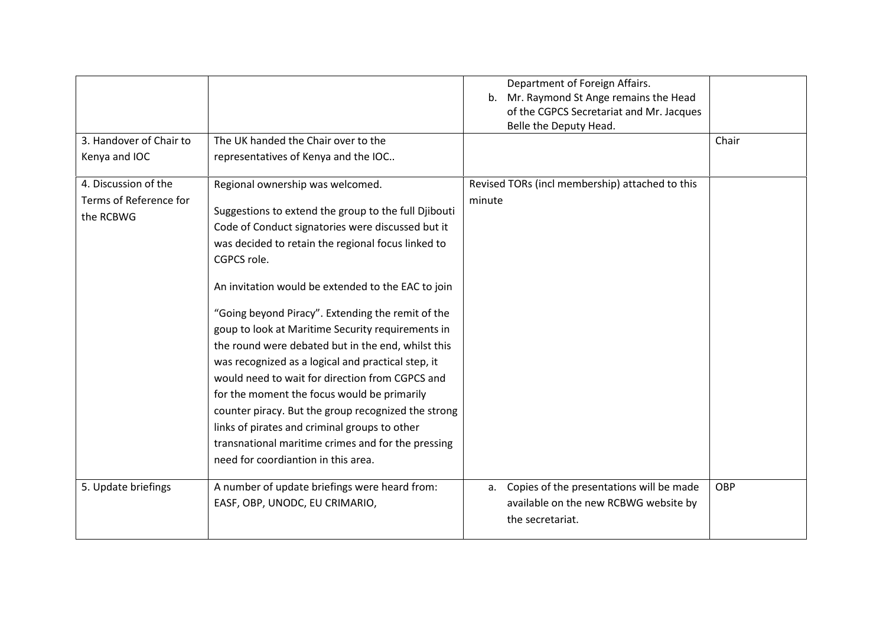|  |  |  |  |
|---|---|---|---|
|  |  | Department of Foreign Affairs.<br>b. Mr. Raymond St Ange remains the Head of the CGPCS Secretariat and Mr. Jacques Belle the Deputy Head. |  |
| 3. Handover of Chair to Kenya and IOC | The UK handed the Chair over to the representatives of Kenya and the IOC.. |  | Chair |
| 4. Discussion of the Terms of Reference for the RCBWG | Regional ownership was welcomed.<br><br>Suggestions to extend the group to the full Djibouti Code of Conduct signatories were discussed but it was decided to retain the regional focus linked to CGPCS role.<br><br>An invitation would be extended to the EAC to join<br><br>"Going beyond Piracy". Extending the remit of the goup to look at Maritime Security requirements in the round were debated but in the end, whilst this was recognized as a logical and practical step, it would need to wait for direction from CGPCS and for the moment the focus would be primarily counter piracy. But the group recognized the strong links of pirates and criminal groups to other transnational maritime crimes and for the pressing need for coordiantion in this area. | Revised TORs (incl membership) attached to this minute |  |
| 5. Update briefings | A number of update briefings were heard from: EASF, OBP, UNODC, EU CRIMARIO, | a. Copies of the presentations will be made available on the new RCBWG website by the secretariat. | OBP |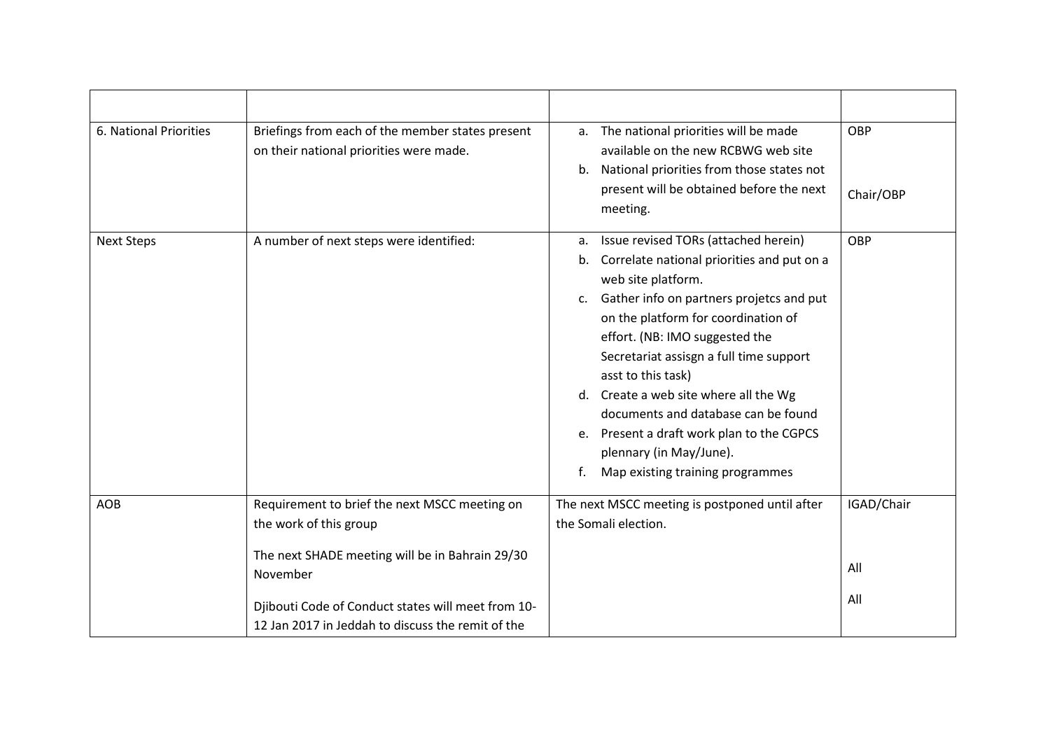| | | | |
|---|---|---|---|
| 6. National Priorities | Briefings from each of the member states present on their national priorities were made. | a. The national priorities will be made available on the new RCBWG web site<br>b. National priorities from those states not present will be obtained before the next meeting. | OBP<br><br>Chair/OBP |
| Next Steps | A number of next steps were identified: | a. Issue revised TORs (attached herein)<br>b. Correlate national priorities and put on a web site platform.<br>c. Gather info on partners projetcs and put on the platform for coordination of effort. (NB: IMO suggested the Secretariat assisgn a full time support asst to this task)<br>d. Create a web site where all the Wg documents and database can be found<br>e. Present a draft work plan to the CGPCS plennary (in May/June).<br>f. Map existing training programmes | OBP |
| AOB | Requirement to brief the next MSCC meeting on the work of this group<br><br>The next SHADE meeting will be in Bahrain 29/30 November<br><br>Djibouti Code of Conduct states will meet from 10-12 Jan 2017 in Jeddah to discuss the remit of the | The next MSCC meeting is postponed until after the Somali election. | IGAD/Chair<br><br>All<br><br>All |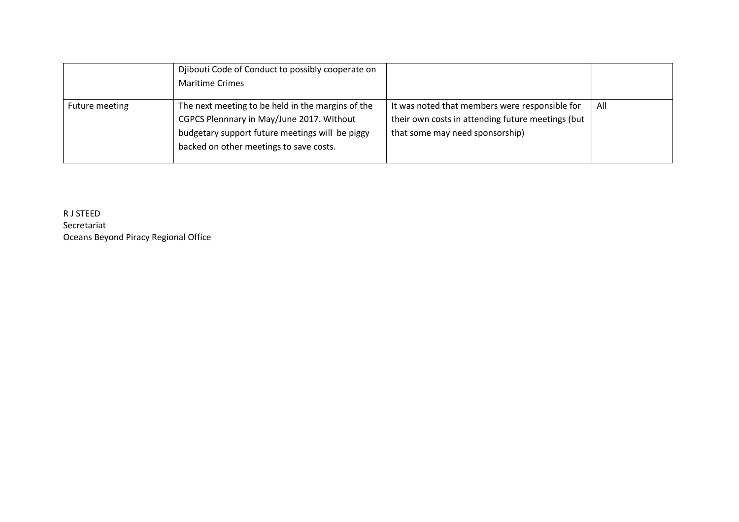| | | | |
|---|---|---|---|
| | Djibouti Code of Conduct to possibly cooperate on Maritime Crimes | | |
| Future meeting | The next meeting to be held in the margins of the CGPCS Plennnary in May/June 2017. Without budgetary support future meetings will be piggy backed on other meetings to save costs. | It was noted that members were responsible for their own costs in attending future meetings (but that some may need sponsorship) | All |

R J STEED
Secretariat
Oceans Beyond Piracy Regional Office